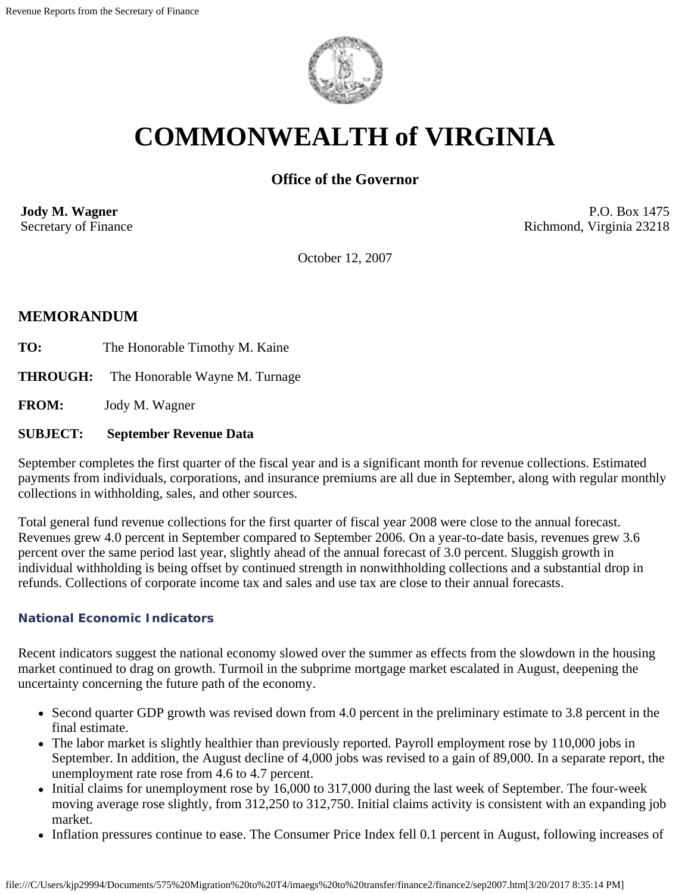# COMMONWEALTH of VIRGINIA

## Office of the Governor

**Jody M. Wagner**
Secretary of Finance

P.O. Box 1475
Richmond, Virginia 23218

October 12, 2007

## MEMORANDUM

**TO:** The Honorable Timothy M. Kaine

**THROUGH:** The Honorable Wayne M. Turnage

**FROM:** Jody M. Wagner

**SUBJECT:** **September Revenue Data**

September completes the first quarter of the fiscal year and is a significant month for revenue collections. Estimated payments from individuals, corporations, and insurance premiums are all due in September, along with regular monthly collections in withholding, sales, and other sources.

Total general fund revenue collections for the first quarter of fiscal year 2008 were close to the annual forecast. Revenues grew 4.0 percent in September compared to September 2006. On a year-to-date basis, revenues grew 3.6 percent over the same period last year, slightly ahead of the annual forecast of 3.0 percent. Sluggish growth in individual withholding is being offset by continued strength in nonwithholding collections and a substantial drop in refunds. Collections of corporate income tax and sales and use tax are close to their annual forecasts.

### National Economic Indicators

Recent indicators suggest the national economy slowed over the summer as effects from the slowdown in the housing market continued to drag on growth. Turmoil in the subprime mortgage market escalated in August, deepening the uncertainty concerning the future path of the economy.

- Second quarter GDP growth was revised down from 4.0 percent in the preliminary estimate to 3.8 percent in the final estimate.
- The labor market is slightly healthier than previously reported. Payroll employment rose by 110,000 jobs in September. In addition, the August decline of 4,000 jobs was revised to a gain of 89,000. In a separate report, the unemployment rate rose from 4.6 to 4.7 percent.
- Initial claims for unemployment rose by 16,000 to 317,000 during the last week of September. The four-week moving average rose slightly, from 312,250 to 312,750. Initial claims activity is consistent with an expanding job market.
- Inflation pressures continue to ease. The Consumer Price Index fell 0.1 percent in August, following increases of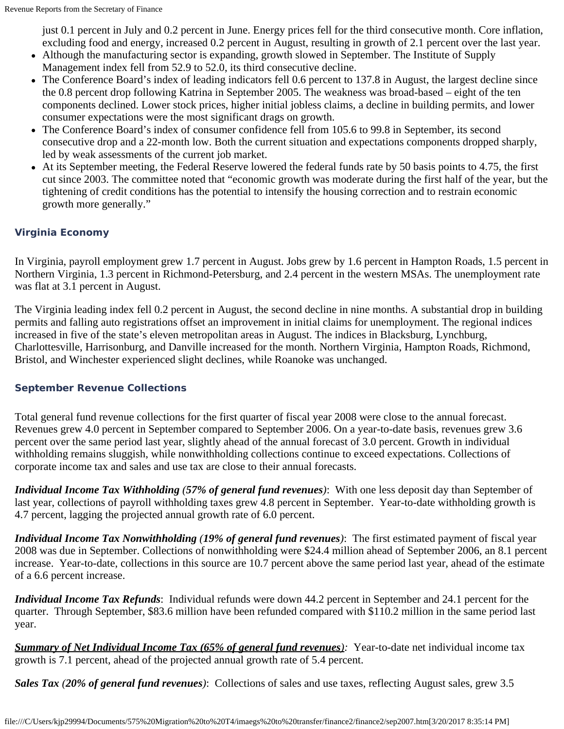just 0.1 percent in July and 0.2 percent in June. Energy prices fell for the third consecutive month. Core inflation, excluding food and energy, increased 0.2 percent in August, resulting in growth of 2.1 percent over the last year.

- Although the manufacturing sector is expanding, growth slowed in September. The Institute of Supply Management index fell from 52.9 to 52.0, its third consecutive decline.
- The Conference Board's index of leading indicators fell 0.6 percent to 137.8 in August, the largest decline since the 0.8 percent drop following Katrina in September 2005. The weakness was broad-based – eight of the ten components declined. Lower stock prices, higher initial jobless claims, a decline in building permits, and lower consumer expectations were the most significant drags on growth.
- The Conference Board's index of consumer confidence fell from 105.6 to 99.8 in September, its second consecutive drop and a 22-month low. Both the current situation and expectations components dropped sharply, led by weak assessments of the current job market.
- At its September meeting, the Federal Reserve lowered the federal funds rate by 50 basis points to 4.75, the first cut since 2003. The committee noted that "economic growth was moderate during the first half of the year, but the tightening of credit conditions has the potential to intensify the housing correction and to restrain economic growth more generally."

### Virginia Economy

In Virginia, payroll employment grew 1.7 percent in August. Jobs grew by 1.6 percent in Hampton Roads, 1.5 percent in Northern Virginia, 1.3 percent in Richmond-Petersburg, and 2.4 percent in the western MSAs. The unemployment rate was flat at 3.1 percent in August.

The Virginia leading index fell 0.2 percent in August, the second decline in nine months. A substantial drop in building permits and falling auto registrations offset an improvement in initial claims for unemployment. The regional indices increased in five of the state's eleven metropolitan areas in August. The indices in Blacksburg, Lynchburg, Charlottesville, Harrisonburg, and Danville increased for the month. Northern Virginia, Hampton Roads, Richmond, Bristol, and Winchester experienced slight declines, while Roanoke was unchanged.

### September Revenue Collections

Total general fund revenue collections for the first quarter of fiscal year 2008 were close to the annual forecast. Revenues grew 4.0 percent in September compared to September 2006. On a year-to-date basis, revenues grew 3.6 percent over the same period last year, slightly ahead of the annual forecast of 3.0 percent. Growth in individual withholding remains sluggish, while nonwithholding collections continue to exceed expectations. Collections of corporate income tax and sales and use tax are close to their annual forecasts.

***Individual Income Tax Withholding (57% of general fund revenues)***: With one less deposit day than September of last year, collections of payroll withholding taxes grew 4.8 percent in September. Year-to-date withholding growth is 4.7 percent, lagging the projected annual growth rate of 6.0 percent.

***Individual Income Tax Nonwithholding (19% of general fund revenues)***: The first estimated payment of fiscal year 2008 was due in September. Collections of nonwithholding were $24.4 million ahead of September 2006, an 8.1 percent increase. Year-to-date, collections in this source are 10.7 percent above the same period last year, ahead of the estimate of a 6.6 percent increase.

***Individual Income Tax Refunds***: Individual refunds were down 44.2 percent in September and 24.1 percent for the quarter. Through September, $83.6 million have been refunded compared with $110.2 million in the same period last year.

***Summary of Net Individual Income Tax (65% of general fund revenues)***: Year-to-date net individual income tax growth is 7.1 percent, ahead of the projected annual growth rate of 5.4 percent.

***Sales Tax (20% of general fund revenues)***: Collections of sales and use taxes, reflecting August sales, grew 3.5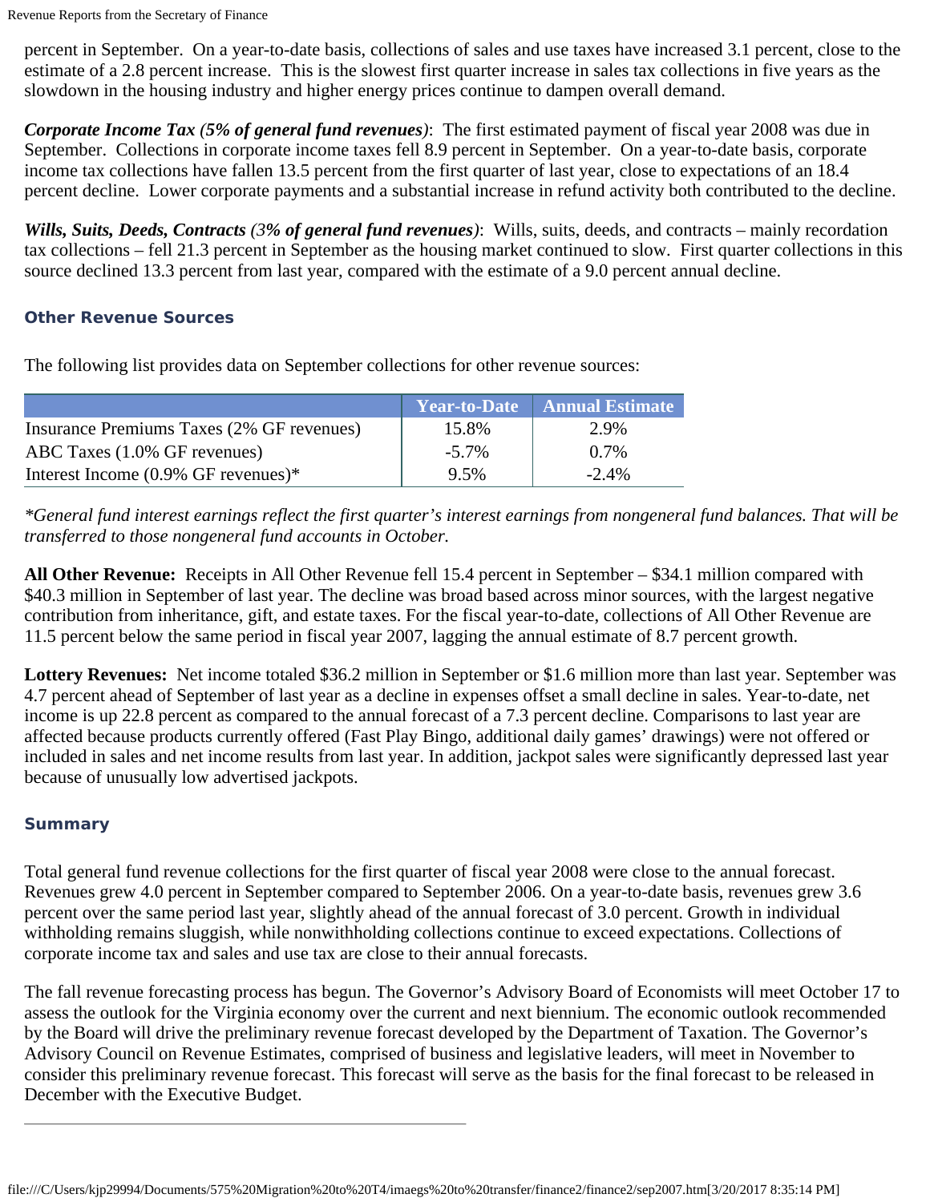percent in September. On a year-to-date basis, collections of sales and use taxes have increased 3.1 percent, close to the estimate of a 2.8 percent increase. This is the slowest first quarter increase in sales tax collections in five years as the slowdown in the housing industry and higher energy prices continue to dampen overall demand.

***Corporate Income Tax** (5% of general fund revenues)*: The first estimated payment of fiscal year 2008 was due in September. Collections in corporate income taxes fell 8.9 percent in September. On a year-to-date basis, corporate income tax collections have fallen 13.5 percent from the first quarter of last year, close to expectations of an 18.4 percent decline. Lower corporate payments and a substantial increase in refund activity both contributed to the decline.

***Wills, Suits, Deeds, Contracts** (3% of general fund revenues)*: Wills, suits, deeds, and contracts – mainly recordation tax collections – fell 21.3 percent in September as the housing market continued to slow. First quarter collections in this source declined 13.3 percent from last year, compared with the estimate of a 9.0 percent annual decline.

### Other Revenue Sources

The following list provides data on September collections for other revenue sources:

| | Year-to-Date | Annual Estimate |
|---|---|---|
| Insurance Premiums Taxes (2% GF revenues) | 15.8% | 2.9% |
| ABC Taxes (1.0% GF revenues) | -5.7% | 0.7% |
| Interest Income (0.9% GF revenues)* | 9.5% | -2.4% |

*\*General fund interest earnings reflect the first quarter's interest earnings from nongeneral fund balances. That will be transferred to those nongeneral fund accounts in October.*

**All Other Revenue:** Receipts in All Other Revenue fell 15.4 percent in September – $34.1 million compared with $40.3 million in September of last year. The decline was broad based across minor sources, with the largest negative contribution from inheritance, gift, and estate taxes. For the fiscal year-to-date, collections of All Other Revenue are 11.5 percent below the same period in fiscal year 2007, lagging the annual estimate of 8.7 percent growth.

**Lottery Revenues:** Net income totaled $36.2 million in September or $1.6 million more than last year. September was 4.7 percent ahead of September of last year as a decline in expenses offset a small decline in sales. Year-to-date, net income is up 22.8 percent as compared to the annual forecast of a 7.3 percent decline. Comparisons to last year are affected because products currently offered (Fast Play Bingo, additional daily games' drawings) were not offered or included in sales and net income results from last year. In addition, jackpot sales were significantly depressed last year because of unusually low advertised jackpots.

### Summary

Total general fund revenue collections for the first quarter of fiscal year 2008 were close to the annual forecast. Revenues grew 4.0 percent in September compared to September 2006. On a year-to-date basis, revenues grew 3.6 percent over the same period last year, slightly ahead of the annual forecast of 3.0 percent. Growth in individual withholding remains sluggish, while nonwithholding collections continue to exceed expectations. Collections of corporate income tax and sales and use tax are close to their annual forecasts.

The fall revenue forecasting process has begun. The Governor's Advisory Board of Economists will meet October 17 to assess the outlook for the Virginia economy over the current and next biennium. The economic outlook recommended by the Board will drive the preliminary revenue forecast developed by the Department of Taxation. The Governor's Advisory Council on Revenue Estimates, comprised of business and legislative leaders, will meet in November to consider this preliminary revenue forecast. This forecast will serve as the basis for the final forecast to be released in December with the Executive Budget.

---